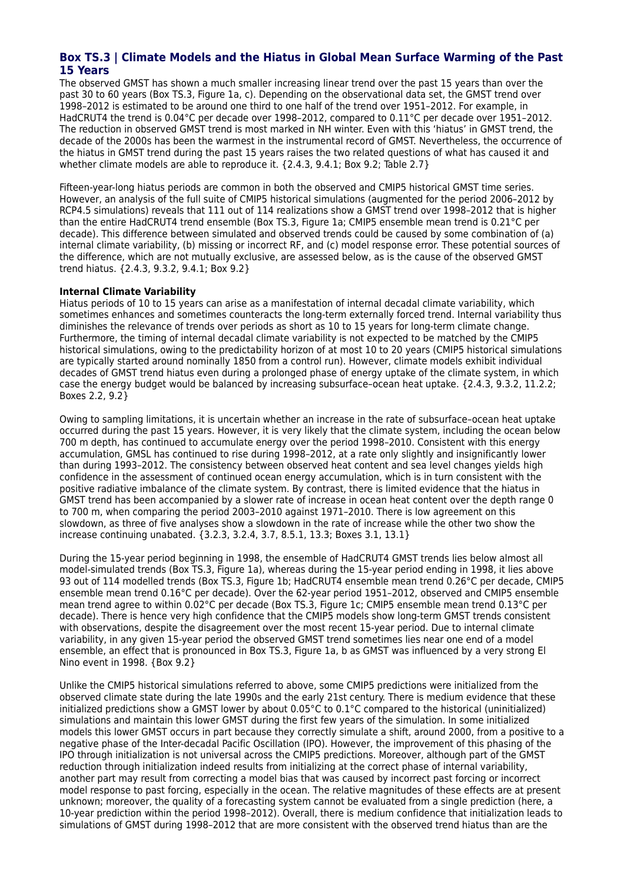## Box TS.3 | Climate Models and the Hiatus in Global Mean Surface Warming of the Past 15 Years

The observed GMST has shown a much smaller increasing linear trend over the past 15 years than over the past 30 to 60 years (Box TS.3, Figure 1a, c). Depending on the observational data set, the GMST trend over 1998–2012 is estimated to be around one third to one half of the trend over 1951–2012. For example, in HadCRUT4 the trend is 0.04°C per decade over 1998–2012, compared to 0.11°C per decade over 1951–2012. The reduction in observed GMST trend is most marked in NH winter. Even with this 'hiatus' in GMST trend, the decade of the 2000s has been the warmest in the instrumental record of GMST. Nevertheless, the occurrence of the hiatus in GMST trend during the past 15 years raises the two related questions of what has caused it and whether climate models are able to reproduce it. {2.4.3, 9.4.1; Box 9.2; Table 2.7}

Fifteen-year-long hiatus periods are common in both the observed and CMIP5 historical GMST time series. However, an analysis of the full suite of CMIP5 historical simulations (augmented for the period 2006–2012 by RCP4.5 simulations) reveals that 111 out of 114 realizations show a GMST trend over 1998–2012 that is higher than the entire HadCRUT4 trend ensemble (Box TS.3, Figure 1a; CMIP5 ensemble mean trend is 0.21°C per decade). This difference between simulated and observed trends could be caused by some combination of (a) internal climate variability, (b) missing or incorrect RF, and (c) model response error. These potential sources of the difference, which are not mutually exclusive, are assessed below, as is the cause of the observed GMST trend hiatus. {2.4.3, 9.3.2, 9.4.1; Box 9.2}

**Internal Climate Variability**

Hiatus periods of 10 to 15 years can arise as a manifestation of internal decadal climate variability, which sometimes enhances and sometimes counteracts the long-term externally forced trend. Internal variability thus diminishes the relevance of trends over periods as short as 10 to 15 years for long-term climate change. Furthermore, the timing of internal decadal climate variability is not expected to be matched by the CMIP5 historical simulations, owing to the predictability horizon of at most 10 to 20 years (CMIP5 historical simulations are typically started around nominally 1850 from a control run). However, climate models exhibit individual decades of GMST trend hiatus even during a prolonged phase of energy uptake of the climate system, in which case the energy budget would be balanced by increasing subsurface–ocean heat uptake. {2.4.3, 9.3.2, 11.2.2; Boxes 2.2, 9.2}

Owing to sampling limitations, it is uncertain whether an increase in the rate of subsurface–ocean heat uptake occurred during the past 15 years. However, it is very likely that the climate system, including the ocean below 700 m depth, has continued to accumulate energy over the period 1998–2010. Consistent with this energy accumulation, GMSL has continued to rise during 1998–2012, at a rate only slightly and insignificantly lower than during 1993–2012. The consistency between observed heat content and sea level changes yields high confidence in the assessment of continued ocean energy accumulation, which is in turn consistent with the positive radiative imbalance of the climate system. By contrast, there is limited evidence that the hiatus in GMST trend has been accompanied by a slower rate of increase in ocean heat content over the depth range 0 to 700 m, when comparing the period 2003–2010 against 1971–2010. There is low agreement on this slowdown, as three of five analyses show a slowdown in the rate of increase while the other two show the increase continuing unabated. {3.2.3, 3.2.4, 3.7, 8.5.1, 13.3; Boxes 3.1, 13.1}

During the 15-year period beginning in 1998, the ensemble of HadCRUT4 GMST trends lies below almost all model-simulated trends (Box TS.3, Figure 1a), whereas during the 15-year period ending in 1998, it lies above 93 out of 114 modelled trends (Box TS.3, Figure 1b; HadCRUT4 ensemble mean trend 0.26°C per decade, CMIP5 ensemble mean trend 0.16°C per decade). Over the 62-year period 1951–2012, observed and CMIP5 ensemble mean trend agree to within 0.02°C per decade (Box TS.3, Figure 1c; CMIP5 ensemble mean trend 0.13°C per decade). There is hence very high confidence that the CMIP5 models show long-term GMST trends consistent with observations, despite the disagreement over the most recent 15-year period. Due to internal climate variability, in any given 15-year period the observed GMST trend sometimes lies near one end of a model ensemble, an effect that is pronounced in Box TS.3, Figure 1a, b as GMST was influenced by a very strong El Nino event in 1998. {Box 9.2}

Unlike the CMIP5 historical simulations referred to above, some CMIP5 predictions were initialized from the observed climate state during the late 1990s and the early 21st century. There is medium evidence that these initialized predictions show a GMST lower by about 0.05°C to 0.1°C compared to the historical (uninitialized) simulations and maintain this lower GMST during the first few years of the simulation. In some initialized models this lower GMST occurs in part because they correctly simulate a shift, around 2000, from a positive to a negative phase of the Inter-decadal Pacific Oscillation (IPO). However, the improvement of this phasing of the IPO through initialization is not universal across the CMIP5 predictions. Moreover, although part of the GMST reduction through initialization indeed results from initializing at the correct phase of internal variability, another part may result from correcting a model bias that was caused by incorrect past forcing or incorrect model response to past forcing, especially in the ocean. The relative magnitudes of these effects are at present unknown; moreover, the quality of a forecasting system cannot be evaluated from a single prediction (here, a 10-year prediction within the period 1998–2012). Overall, there is medium confidence that initialization leads to simulations of GMST during 1998–2012 that are more consistent with the observed trend hiatus than are the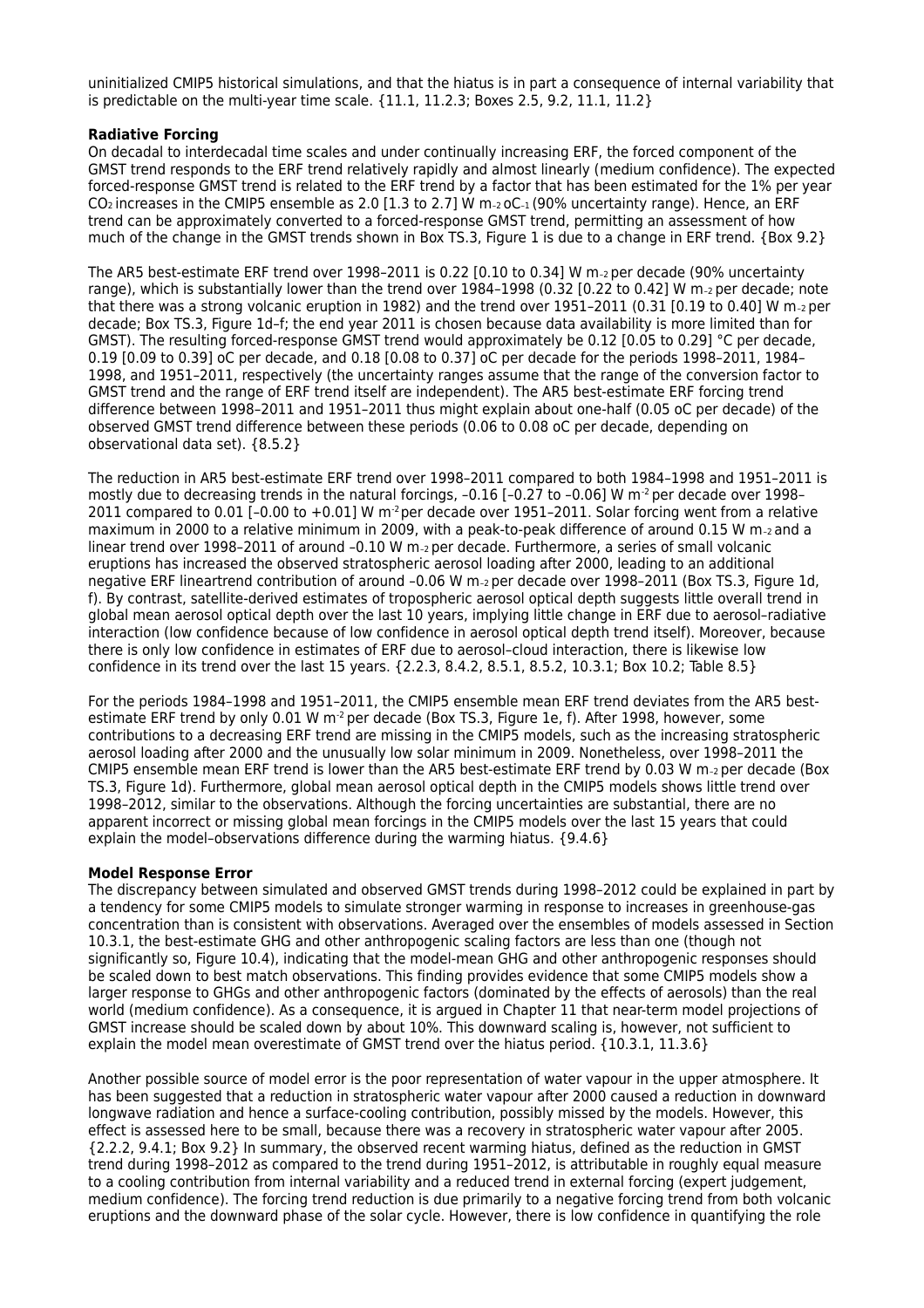uninitialized CMIP5 historical simulations, and that the hiatus is in part a consequence of internal variability that is predictable on the multi-year time scale. {11.1, 11.2.3; Boxes 2.5, 9.2, 11.1, 11.2}

**Radiative Forcing**

On decadal to interdecadal time scales and under continually increasing ERF, the forced component of the GMST trend responds to the ERF trend relatively rapidly and almost linearly (medium confidence). The expected forced-response GMST trend is related to the ERF trend by a factor that has been estimated for the 1% per year $CO_2$ increases in the CMIP5 ensemble as 2.0 [1.3 to 2.7] W $m^{-2}$ $^oC^{-1}$ (90% uncertainty range). Hence, an ERF trend can be approximately converted to a forced-response GMST trend, permitting an assessment of how much of the change in the GMST trends shown in Box TS.3, Figure 1 is due to a change in ERF trend. {Box 9.2}

The AR5 best-estimate ERF trend over 1998–2011 is 0.22 [0.10 to 0.34] W $m^{-2}$ per decade (90% uncertainty range), which is substantially lower than the trend over 1984–1998 (0.32 [0.22 to 0.42] W $m^{-2}$ per decade; note that there was a strong volcanic eruption in 1982) and the trend over 1951–2011 (0.31 [0.19 to 0.40] W $m^{-2}$ per decade; Box TS.3, Figure 1d–f; the end year 2011 is chosen because data availability is more limited than for GMST). The resulting forced-response GMST trend would approximately be 0.12 [0.05 to 0.29] °C per decade, 0.19 [0.09 to 0.39] $^oC$ per decade, and 0.18 [0.08 to 0.37] $^oC$ per decade for the periods 1998–2011, 1984–1998, and 1951–2011, respectively (the uncertainty ranges assume that the range of the conversion factor to GMST trend and the range of ERF trend itself are independent). The AR5 best-estimate ERF forcing trend difference between 1998–2011 and 1951–2011 thus might explain about one-half (0.05 $^oC$ per decade) of the observed GMST trend difference between these periods (0.06 to 0.08 $^oC$ per decade, depending on observational data set). {8.5.2}

The reduction in AR5 best-estimate ERF trend over 1998–2011 compared to both 1984–1998 and 1951–2011 is mostly due to decreasing trends in the natural forcings, –0.16 [–0.27 to –0.06] W $m^{-2}$ per decade over 1998–2011 compared to 0.01 [–0.00 to +0.01] W $m^{-2}$ per decade over 1951–2011. Solar forcing went from a relative maximum in 2000 to a relative minimum in 2009, with a peak-to-peak difference of around 0.15 W $m^{-2}$ and a linear trend over 1998–2011 of around –0.10 W $m^{-2}$ per decade. Furthermore, a series of small volcanic eruptions has increased the observed stratospheric aerosol loading after 2000, leading to an additional negative ERF lineartrend contribution of around –0.06 W $m^{-2}$ per decade over 1998–2011 (Box TS.3, Figure 1d, f). By contrast, satellite-derived estimates of tropospheric aerosol optical depth suggests little overall trend in global mean aerosol optical depth over the last 10 years, implying little change in ERF due to aerosol–radiative interaction (low confidence because of low confidence in aerosol optical depth trend itself). Moreover, because there is only low confidence in estimates of ERF due to aerosol–cloud interaction, there is likewise low confidence in its trend over the last 15 years. {2.2.3, 8.4.2, 8.5.1, 8.5.2, 10.3.1; Box 10.2; Table 8.5}

For the periods 1984–1998 and 1951–2011, the CMIP5 ensemble mean ERF trend deviates from the AR5 best-estimate ERF trend by only 0.01 W $m^{-2}$ per decade (Box TS.3, Figure 1e, f). After 1998, however, some contributions to a decreasing ERF trend are missing in the CMIP5 models, such as the increasing stratospheric aerosol loading after 2000 and the unusually low solar minimum in 2009. Nonetheless, over 1998–2011 the CMIP5 ensemble mean ERF trend is lower than the AR5 best-estimate ERF trend by 0.03 W $m^{-2}$ per decade (Box TS.3, Figure 1d). Furthermore, global mean aerosol optical depth in the CMIP5 models shows little trend over 1998–2012, similar to the observations. Although the forcing uncertainties are substantial, there are no apparent incorrect or missing global mean forcings in the CMIP5 models over the last 15 years that could explain the model–observations difference during the warming hiatus. {9.4.6}

**Model Response Error**

The discrepancy between simulated and observed GMST trends during 1998–2012 could be explained in part by a tendency for some CMIP5 models to simulate stronger warming in response to increases in greenhouse-gas concentration than is consistent with observations. Averaged over the ensembles of models assessed in Section 10.3.1, the best-estimate GHG and other anthropogenic scaling factors are less than one (though not significantly so, Figure 10.4), indicating that the model-mean GHG and other anthropogenic responses should be scaled down to best match observations. This finding provides evidence that some CMIP5 models show a larger response to GHGs and other anthropogenic factors (dominated by the effects of aerosols) than the real world (medium confidence). As a consequence, it is argued in Chapter 11 that near-term model projections of GMST increase should be scaled down by about 10%. This downward scaling is, however, not sufficient to explain the model mean overestimate of GMST trend over the hiatus period. {10.3.1, 11.3.6}

Another possible source of model error is the poor representation of water vapour in the upper atmosphere. It has been suggested that a reduction in stratospheric water vapour after 2000 caused a reduction in downward longwave radiation and hence a surface-cooling contribution, possibly missed by the models. However, this effect is assessed here to be small, because there was a recovery in stratospheric water vapour after 2005. {2.2.2, 9.4.1; Box 9.2} In summary, the observed recent warming hiatus, defined as the reduction in GMST trend during 1998–2012 as compared to the trend during 1951–2012, is attributable in roughly equal measure to a cooling contribution from internal variability and a reduced trend in external forcing (expert judgement, medium confidence). The forcing trend reduction is due primarily to a negative forcing trend from both volcanic eruptions and the downward phase of the solar cycle. However, there is low confidence in quantifying the role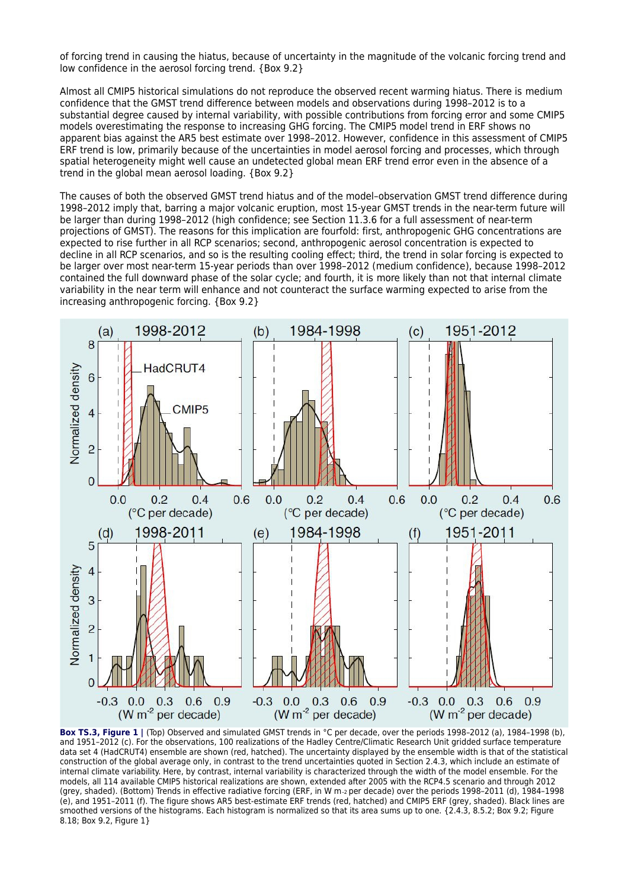of forcing trend in causing the hiatus, because of uncertainty in the magnitude of the volcanic forcing trend and low confidence in the aerosol forcing trend. {Box 9.2}

Almost all CMIP5 historical simulations do not reproduce the observed recent warming hiatus. There is medium confidence that the GMST trend difference between models and observations during 1998–2012 is to a substantial degree caused by internal variability, with possible contributions from forcing error and some CMIP5 models overestimating the response to increasing GHG forcing. The CMIP5 model trend in ERF shows no apparent bias against the AR5 best estimate over 1998–2012. However, confidence in this assessment of CMIP5 ERF trend is low, primarily because of the uncertainties in model aerosol forcing and processes, which through spatial heterogeneity might well cause an undetected global mean ERF trend error even in the absence of a trend in the global mean aerosol loading. {Box 9.2}

The causes of both the observed GMST trend hiatus and of the model–observation GMST trend difference during 1998–2012 imply that, barring a major volcanic eruption, most 15-year GMST trends in the near-term future will be larger than during 1998–2012 (high confidence; see Section 11.3.6 for a full assessment of near-term projections of GMST). The reasons for this implication are fourfold: first, anthropogenic GHG concentrations are expected to rise further in all RCP scenarios; second, anthropogenic aerosol concentration is expected to decline in all RCP scenarios, and so is the resulting cooling effect; third, the trend in solar forcing is expected to be larger over most near-term 15-year periods than over 1998–2012 (medium confidence), because 1998–2012 contained the full downward phase of the solar cycle; and fourth, it is more likely than not that internal climate variability in the near term will enhance and not counteract the surface warming expected to arise from the increasing anthropogenic forcing. {Box 9.2}

(a) 1998-2012
HadCRUT4
CMIP5
(b) 1984-1998
(c) 1951-2012
Normalized density
(°C per decade)
(d) 1998-2011
(e) 1984-1998
(f) 1951-2011
Normalized density
(W m$^{-2}$ per decade)

**Box TS.3, Figure 1 |** (Top) Observed and simulated GMST trends in °C per decade, over the periods 1998–2012 (a), 1984–1998 (b), and 1951–2012 (c). For the observations, 100 realizations of the Hadley Centre/Climatic Research Unit gridded surface temperature data set 4 (HadCRUT4) ensemble are shown (red, hatched). The uncertainty displayed by the ensemble width is that of the statistical construction of the global average only, in contrast to the trend uncertainties quoted in Section 2.4.3, which include an estimate of internal climate variability. Here, by contrast, internal variability is characterized through the width of the model ensemble. For the models, all 114 available CMIP5 historical realizations are shown, extended after 2005 with the RCP4.5 scenario and through 2012 (grey, shaded). (Bottom) Trends in effective radiative forcing (ERF, in W m$^{-2}$ per decade) over the periods 1998–2011 (d), 1984–1998 (e), and 1951–2011 (f). The figure shows AR5 best-estimate ERF trends (red, hatched) and CMIP5 ERF (grey, shaded). Black lines are smoothed versions of the histograms. Each histogram is normalized so that its area sums up to one. {2.4.3, 8.5.2; Box 9.2; Figure 8.18; Box 9.2, Figure 1}